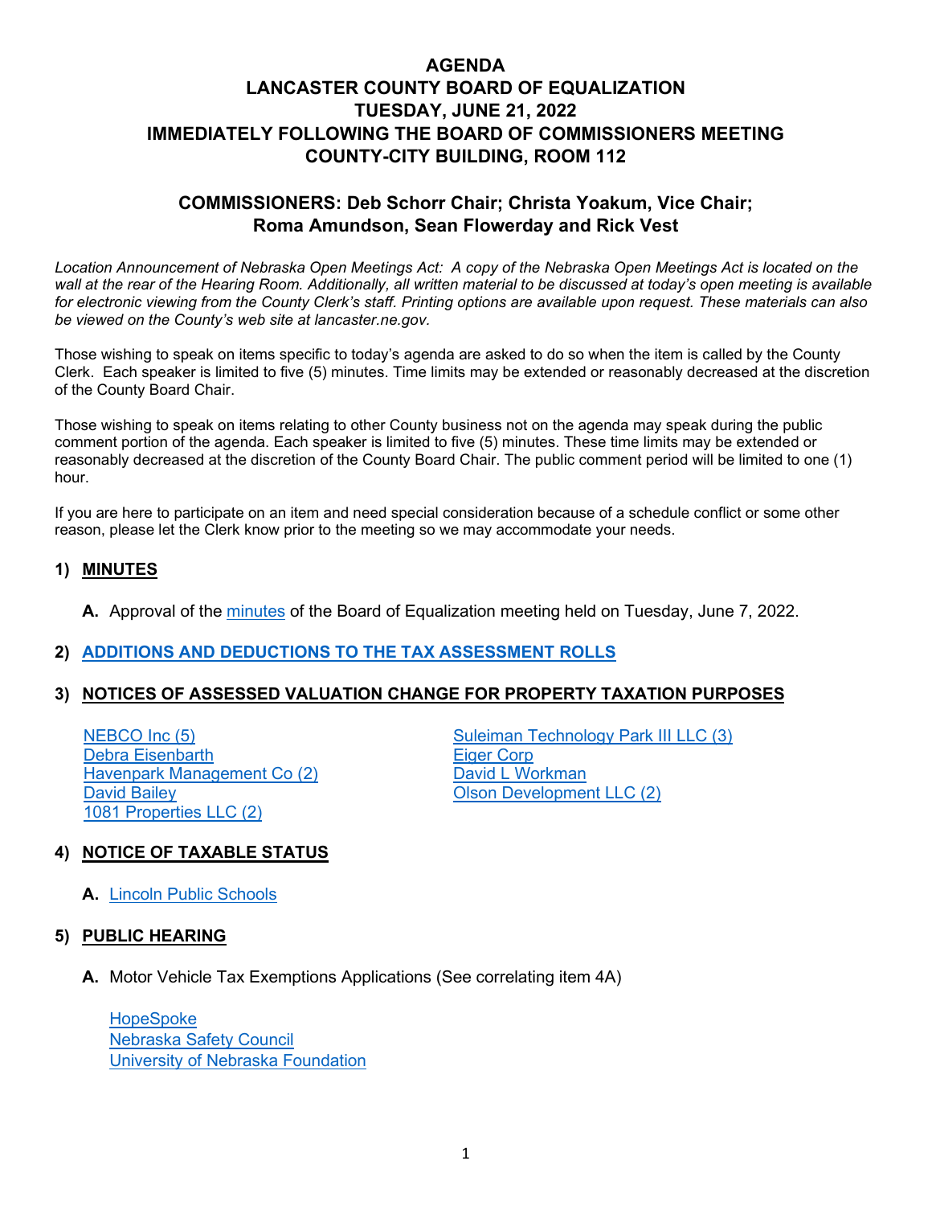# AGENDA
# LANCASTER COUNTY BOARD OF EQUALIZATION
# TUESDAY, JUNE 21, 2022
# IMMEDIATELY FOLLOWING THE BOARD OF COMMISSIONERS MEETING
# COUNTY-CITY BUILDING, ROOM 112

## COMMISSIONERS: Deb Schorr Chair; Christa Yoakum, Vice Chair; Roma Amundson, Sean Flowerday and Rick Vest

*Location Announcement of Nebraska Open Meetings Act: A copy of the Nebraska Open Meetings Act is located on the wall at the rear of the Hearing Room. Additionally, all written material to be discussed at today's open meeting is available for electronic viewing from the County Clerk's staff. Printing options are available upon request. These materials can also be viewed on the County's web site at lancaster.ne.gov.*

Those wishing to speak on items specific to today's agenda are asked to do so when the item is called by the County Clerk. Each speaker is limited to five (5) minutes. Time limits may be extended or reasonably decreased at the discretion of the County Board Chair.

Those wishing to speak on items relating to other County business not on the agenda may speak during the public comment portion of the agenda. Each speaker is limited to five (5) minutes. These time limits may be extended or reasonably decreased at the discretion of the County Board Chair. The public comment period will be limited to one (1) hour.

If you are here to participate on an item and need special consideration because of a schedule conflict or some other reason, please let the Clerk know prior to the meeting so we may accommodate your needs.

### 1) MINUTES

**A.** Approval of the minutes of the Board of Equalization meeting held on Tuesday, June 7, 2022.

### 2) ADDITIONS AND DEDUCTIONS TO THE TAX ASSESSMENT ROLLS

### 3) NOTICES OF ASSESSED VALUATION CHANGE FOR PROPERTY TAXATION PURPOSES

- NEBCO Inc (5)
- Debra Eisenbarth
- Havenpark Management Co (2)
- David Bailey
- 1081 Properties LLC (2)
- Suleiman Technology Park III LLC (3)
- Eiger Corp
- David L Workman
- Olson Development LLC (2)

### 4) NOTICE OF TAXABLE STATUS

**A.** Lincoln Public Schools

### 5) PUBLIC HEARING

**A.** Motor Vehicle Tax Exemptions Applications (See correlating item 4A)

- HopeSpoke
- Nebraska Safety Council
- University of Nebraska Foundation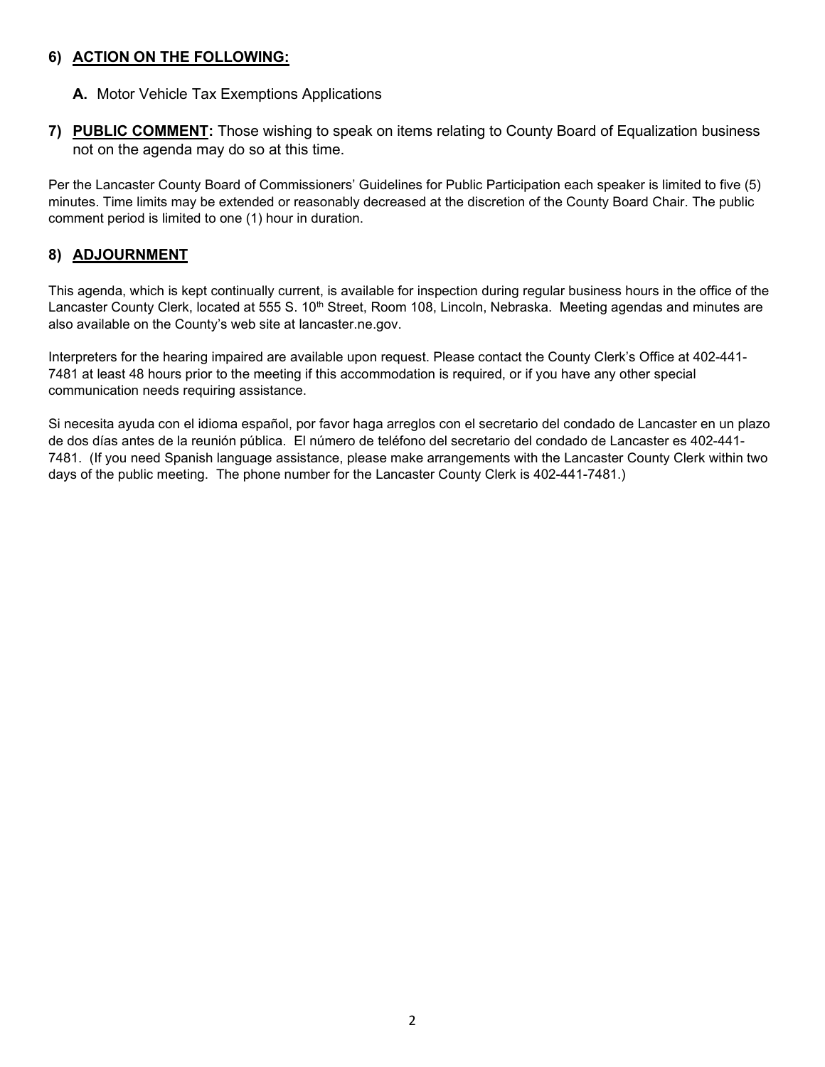**6) ACTION ON THE FOLLOWING:**

**A.** Motor Vehicle Tax Exemptions Applications

**7) PUBLIC COMMENT:** Those wishing to speak on items relating to County Board of Equalization business not on the agenda may do so at this time.

Per the Lancaster County Board of Commissioners' Guidelines for Public Participation each speaker is limited to five (5) minutes. Time limits may be extended or reasonably decreased at the discretion of the County Board Chair. The public comment period is limited to one (1) hour in duration.

**8) ADJOURNMENT**

This agenda, which is kept continually current, is available for inspection during regular business hours in the office of the Lancaster County Clerk, located at 555 S. 10th Street, Room 108, Lincoln, Nebraska. Meeting agendas and minutes are also available on the County's web site at lancaster.ne.gov.

Interpreters for the hearing impaired are available upon request. Please contact the County Clerk's Office at 402-441-7481 at least 48 hours prior to the meeting if this accommodation is required, or if you have any other special communication needs requiring assistance.

Si necesita ayuda con el idioma español, por favor haga arreglos con el secretario del condado de Lancaster en un plazo de dos días antes de la reunión pública. El número de teléfono del secretario del condado de Lancaster es 402-441-7481. (If you need Spanish language assistance, please make arrangements with the Lancaster County Clerk within two days of the public meeting. The phone number for the Lancaster County Clerk is 402-441-7481.)